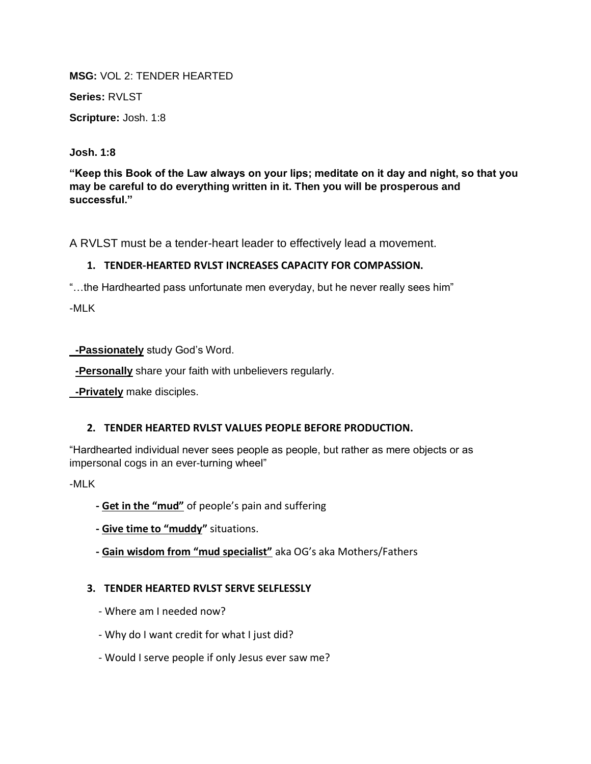**MSG:** VOL 2: TENDER HEARTED

**Series:** RVLST

**Scripture:** Josh. 1:8

**Josh. 1:8**

**"Keep this Book of the Law always on your lips; meditate on it day and night, so that you may be careful to do everything written in it. Then you will be prosperous and successful."**

A RVLST must be a tender-heart leader to effectively lead a movement.

1. **TENDER-HEARTED RVLST INCREASES CAPACITY FOR COMPASSION.**

"…the Hardhearted pass unfortunate men everyday, but he never really sees him"

-MLK

**-Passionately** study God's Word.

**-Personally** share your faith with unbelievers regularly.

**-Privately** make disciples.

2. **TENDER HEARTED RVLST VALUES PEOPLE BEFORE PRODUCTION.**

"Hardhearted individual never sees people as people, but rather as mere objects or as impersonal cogs in an ever-turning wheel"

-MLK

- **Get in the "mud"** of people's pain and suffering
- **Give time to "muddy"** situations.
- **Gain wisdom from "mud specialist"** aka OG's aka Mothers/Fathers

3. **TENDER HEARTED RVLST SERVE SELFLESSLY**

- Where am I needed now?
- Why do I want credit for what I just did?
- Would I serve people if only Jesus ever saw me?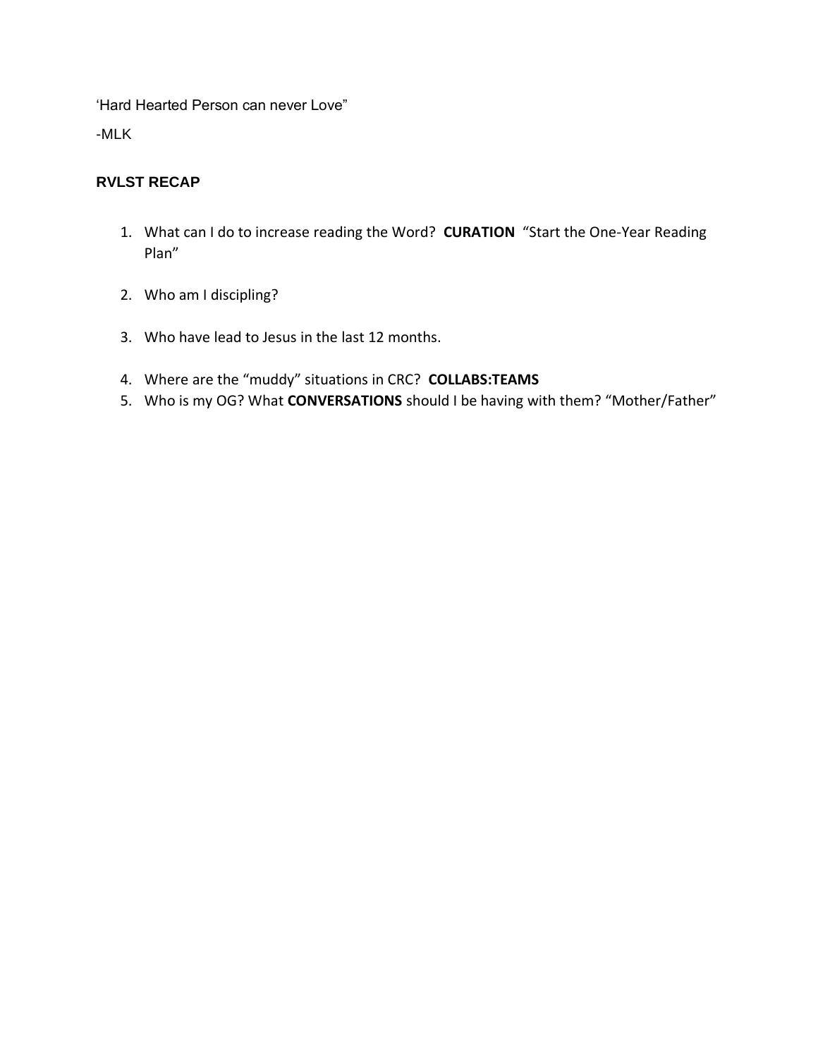'Hard Hearted Person can never Love"

-MLK

**RVLST RECAP**

1. What can I do to increase reading the Word? **CURATION** "Start the One-Year Reading Plan"

2. Who am I discipling?

3. Who have lead to Jesus in the last 12 months.

4. Where are the "muddy" situations in CRC? **COLLABS:TEAMS**
5. Who is my OG? What **CONVERSATIONS** should I be having with them? "Mother/Father"